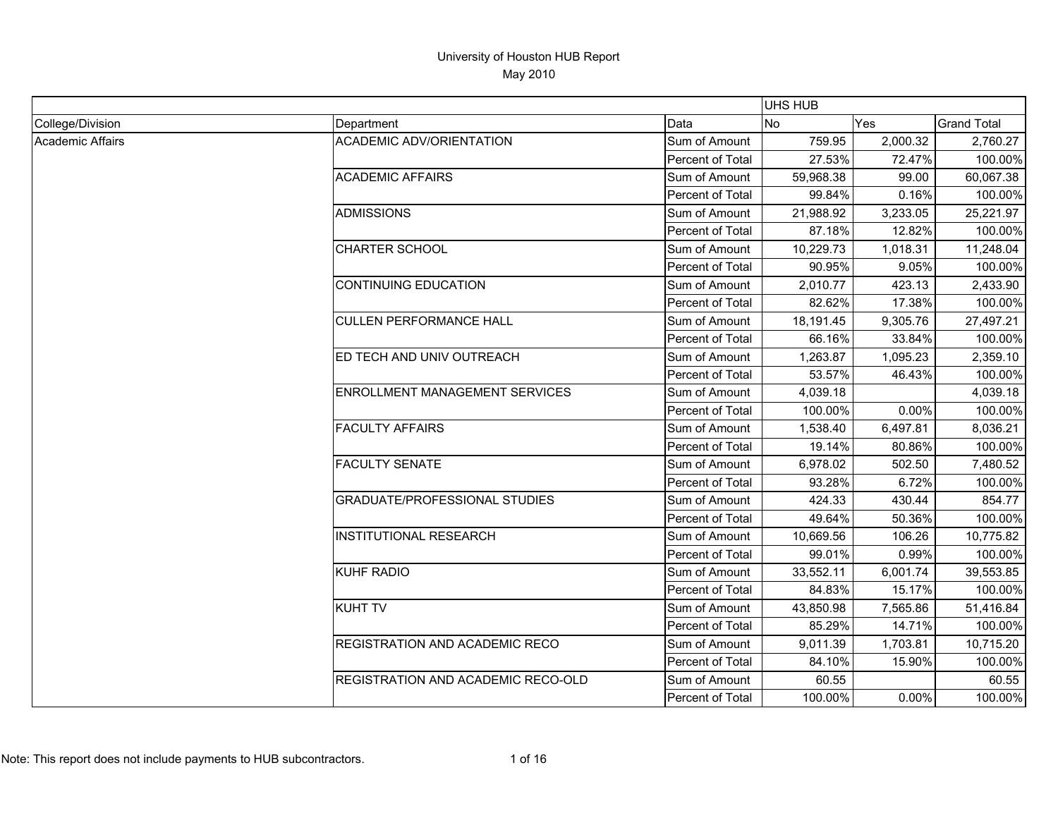# University of Houston HUB Report

May 2010

| | | | UHS HUB | | |
|---|---|---|---|---|---|
| College/Division | Department | Data | No | Yes | Grand Total |
| Academic Affairs | ACADEMIC ADV/ORIENTATION | Sum of Amount | 759.95 | 2,000.32 | 2,760.27 |
| | | Percent of Total | 27.53% | 72.47% | 100.00% |
| | ACADEMIC AFFAIRS | Sum of Amount | 59,968.38 | 99.00 | 60,067.38 |
| | | Percent of Total | 99.84% | 0.16% | 100.00% |
| | ADMISSIONS | Sum of Amount | 21,988.92 | 3,233.05 | 25,221.97 |
| | | Percent of Total | 87.18% | 12.82% | 100.00% |
| | CHARTER SCHOOL | Sum of Amount | 10,229.73 | 1,018.31 | 11,248.04 |
| | | Percent of Total | 90.95% | 9.05% | 100.00% |
| | CONTINUING EDUCATION | Sum of Amount | 2,010.77 | 423.13 | 2,433.90 |
| | | Percent of Total | 82.62% | 17.38% | 100.00% |
| | CULLEN PERFORMANCE HALL | Sum of Amount | 18,191.45 | 9,305.76 | 27,497.21 |
| | | Percent of Total | 66.16% | 33.84% | 100.00% |
| | ED TECH AND UNIV OUTREACH | Sum of Amount | 1,263.87 | 1,095.23 | 2,359.10 |
| | | Percent of Total | 53.57% | 46.43% | 100.00% |
| | ENROLLMENT MANAGEMENT SERVICES | Sum of Amount | 4,039.18 | | 4,039.18 |
| | | Percent of Total | 100.00% | 0.00% | 100.00% |
| | FACULTY AFFAIRS | Sum of Amount | 1,538.40 | 6,497.81 | 8,036.21 |
| | | Percent of Total | 19.14% | 80.86% | 100.00% |
| | FACULTY SENATE | Sum of Amount | 6,978.02 | 502.50 | 7,480.52 |
| | | Percent of Total | 93.28% | 6.72% | 100.00% |
| | GRADUATE/PROFESSIONAL STUDIES | Sum of Amount | 424.33 | 430.44 | 854.77 |
| | | Percent of Total | 49.64% | 50.36% | 100.00% |
| | INSTITUTIONAL RESEARCH | Sum of Amount | 10,669.56 | 106.26 | 10,775.82 |
| | | Percent of Total | 99.01% | 0.99% | 100.00% |
| | KUHF RADIO | Sum of Amount | 33,552.11 | 6,001.74 | 39,553.85 |
| | | Percent of Total | 84.83% | 15.17% | 100.00% |
| | KUHT TV | Sum of Amount | 43,850.98 | 7,565.86 | 51,416.84 |
| | | Percent of Total | 85.29% | 14.71% | 100.00% |
| | REGISTRATION AND ACADEMIC RECO | Sum of Amount | 9,011.39 | 1,703.81 | 10,715.20 |
| | | Percent of Total | 84.10% | 15.90% | 100.00% |
| | REGISTRATION AND ACADEMIC RECO-OLD | Sum of Amount | 60.55 | | 60.55 |
| | | Percent of Total | 100.00% | 0.00% | 100.00% |

Note: This report does not include payments to HUB subcontractors.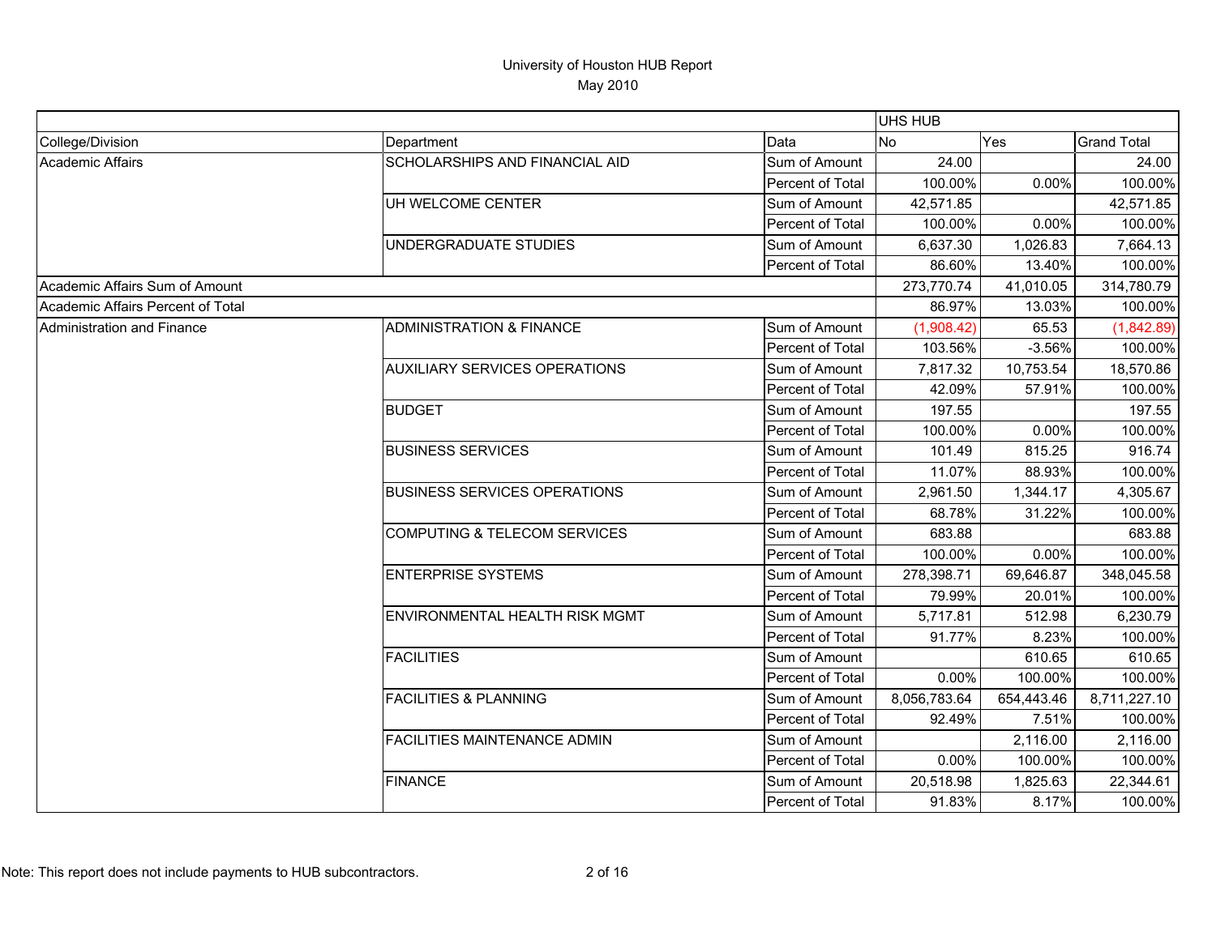# University of Houston HUB Report

May 2010

| | | | UHS HUB | | |
|---|---|---|---|---|---|
| College/Division | Department | Data | No | Yes | Grand Total |
| Academic Affairs | SCHOLARSHIPS AND FINANCIAL AID | Sum of Amount | 24.00 | | 24.00 |
| | | Percent of Total | 100.00% | 0.00% | 100.00% |
| | UH WELCOME CENTER | Sum of Amount | 42,571.85 | | 42,571.85 |
| | | Percent of Total | 100.00% | 0.00% | 100.00% |
| | UNDERGRADUATE STUDIES | Sum of Amount | 6,637.30 | 1,026.83 | 7,664.13 |
| | | Percent of Total | 86.60% | 13.40% | 100.00% |
| Academic Affairs Sum of Amount | | | 273,770.74 | 41,010.05 | 314,780.79 |
| Academic Affairs Percent of Total | | | 86.97% | 13.03% | 100.00% |
| Administration and Finance | ADMINISTRATION & FINANCE | Sum of Amount | (1,908.42) | 65.53 | (1,842.89) |
| | | Percent of Total | 103.56% | -3.56% | 100.00% |
| | AUXILIARY SERVICES OPERATIONS | Sum of Amount | 7,817.32 | 10,753.54 | 18,570.86 |
| | | Percent of Total | 42.09% | 57.91% | 100.00% |
| | BUDGET | Sum of Amount | 197.55 | | 197.55 |
| | | Percent of Total | 100.00% | 0.00% | 100.00% |
| | BUSINESS SERVICES | Sum of Amount | 101.49 | 815.25 | 916.74 |
| | | Percent of Total | 11.07% | 88.93% | 100.00% |
| | BUSINESS SERVICES OPERATIONS | Sum of Amount | 2,961.50 | 1,344.17 | 4,305.67 |
| | | Percent of Total | 68.78% | 31.22% | 100.00% |
| | COMPUTING & TELECOM SERVICES | Sum of Amount | 683.88 | | 683.88 |
| | | Percent of Total | 100.00% | 0.00% | 100.00% |
| | ENTERPRISE SYSTEMS | Sum of Amount | 278,398.71 | 69,646.87 | 348,045.58 |
| | | Percent of Total | 79.99% | 20.01% | 100.00% |
| | ENVIRONMENTAL HEALTH RISK MGMT | Sum of Amount | 5,717.81 | 512.98 | 6,230.79 |
| | | Percent of Total | 91.77% | 8.23% | 100.00% |
| | FACILITIES | Sum of Amount | | 610.65 | 610.65 |
| | | Percent of Total | 0.00% | 100.00% | 100.00% |
| | FACILITIES & PLANNING | Sum of Amount | 8,056,783.64 | 654,443.46 | 8,711,227.10 |
| | | Percent of Total | 92.49% | 7.51% | 100.00% |
| | FACILITIES MAINTENANCE ADMIN | Sum of Amount | | 2,116.00 | 2,116.00 |
| | | Percent of Total | 0.00% | 100.00% | 100.00% |
| | FINANCE | Sum of Amount | 20,518.98 | 1,825.63 | 22,344.61 |
| | | Percent of Total | 91.83% | 8.17% | 100.00% |

Note: This report does not include payments to HUB subcontractors.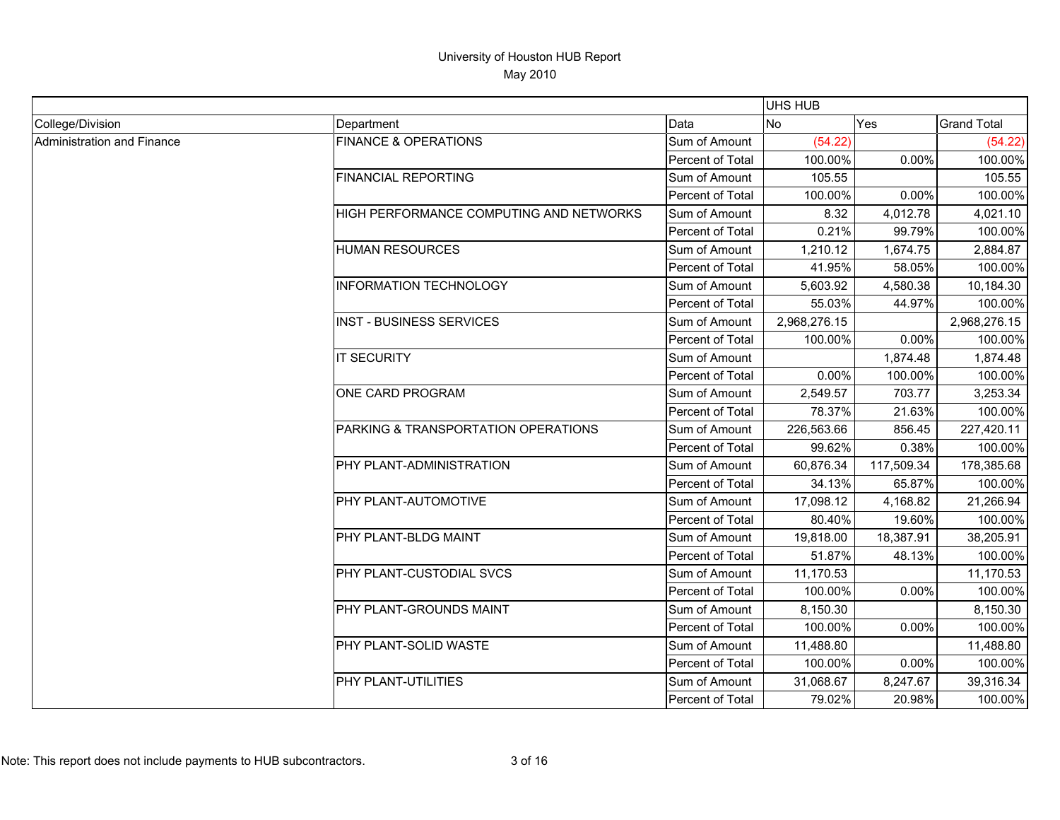# University of Houston HUB Report
May 2010

| | | | UHS HUB | | |
|---|---|---|---|---|---|
| College/Division | Department | Data | No | Yes | Grand Total |
| Administration and Finance | FINANCE & OPERATIONS | Sum of Amount | (54.22) | | (54.22) |
| | | Percent of Total | 100.00% | 0.00% | 100.00% |
| | FINANCIAL REPORTING | Sum of Amount | 105.55 | | 105.55 |
| | | Percent of Total | 100.00% | 0.00% | 100.00% |
| | HIGH PERFORMANCE COMPUTING AND NETWORKS | Sum of Amount | 8.32 | 4,012.78 | 4,021.10 |
| | | Percent of Total | 0.21% | 99.79% | 100.00% |
| | HUMAN RESOURCES | Sum of Amount | 1,210.12 | 1,674.75 | 2,884.87 |
| | | Percent of Total | 41.95% | 58.05% | 100.00% |
| | INFORMATION TECHNOLOGY | Sum of Amount | 5,603.92 | 4,580.38 | 10,184.30 |
| | | Percent of Total | 55.03% | 44.97% | 100.00% |
| | INST - BUSINESS SERVICES | Sum of Amount | 2,968,276.15 | | 2,968,276.15 |
| | | Percent of Total | 100.00% | 0.00% | 100.00% |
| | IT SECURITY | Sum of Amount | | 1,874.48 | 1,874.48 |
| | | Percent of Total | 0.00% | 100.00% | 100.00% |
| | ONE CARD PROGRAM | Sum of Amount | 2,549.57 | 703.77 | 3,253.34 |
| | | Percent of Total | 78.37% | 21.63% | 100.00% |
| | PARKING & TRANSPORTATION OPERATIONS | Sum of Amount | 226,563.66 | 856.45 | 227,420.11 |
| | | Percent of Total | 99.62% | 0.38% | 100.00% |
| | PHY PLANT-ADMINISTRATION | Sum of Amount | 60,876.34 | 117,509.34 | 178,385.68 |
| | | Percent of Total | 34.13% | 65.87% | 100.00% |
| | PHY PLANT-AUTOMOTIVE | Sum of Amount | 17,098.12 | 4,168.82 | 21,266.94 |
| | | Percent of Total | 80.40% | 19.60% | 100.00% |
| | PHY PLANT-BLDG MAINT | Sum of Amount | 19,818.00 | 18,387.91 | 38,205.91 |
| | | Percent of Total | 51.87% | 48.13% | 100.00% |
| | PHY PLANT-CUSTODIAL SVCS | Sum of Amount | 11,170.53 | | 11,170.53 |
| | | Percent of Total | 100.00% | 0.00% | 100.00% |
| | PHY PLANT-GROUNDS MAINT | Sum of Amount | 8,150.30 | | 8,150.30 |
| | | Percent of Total | 100.00% | 0.00% | 100.00% |
| | PHY PLANT-SOLID WASTE | Sum of Amount | 11,488.80 | | 11,488.80 |
| | | Percent of Total | 100.00% | 0.00% | 100.00% |
| | PHY PLANT-UTILITIES | Sum of Amount | 31,068.67 | 8,247.67 | 39,316.34 |
| | | Percent of Total | 79.02% | 20.98% | 100.00% |

Note: This report does not include payments to HUB subcontractors.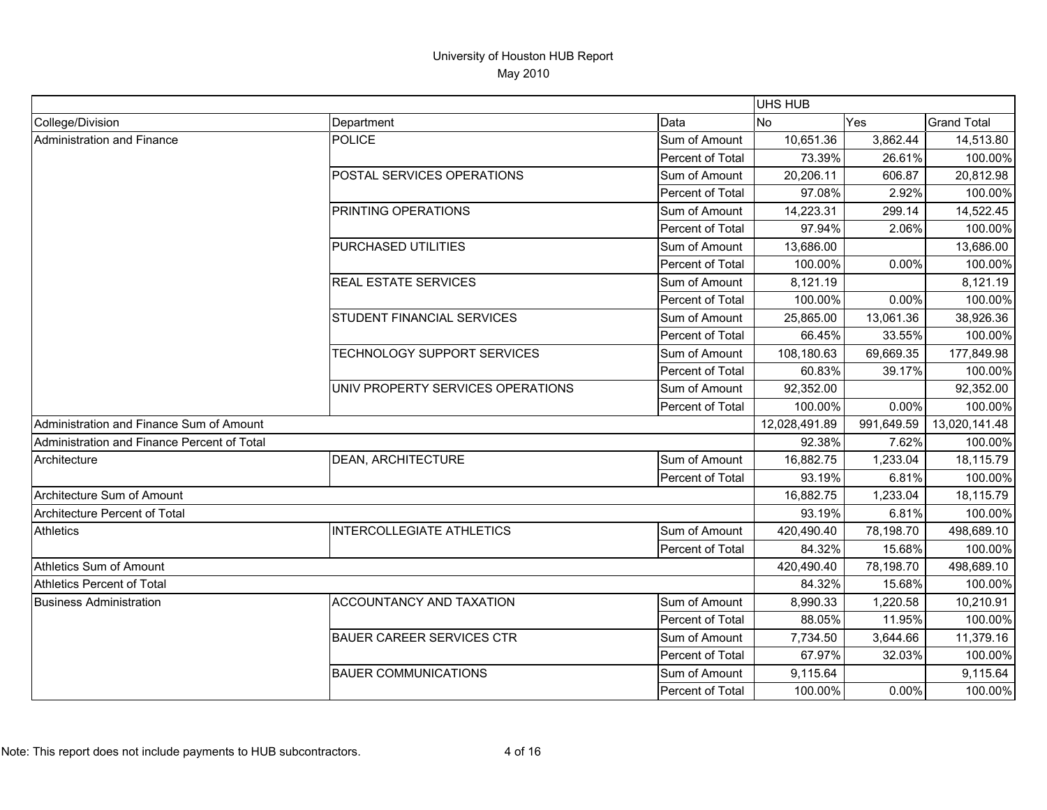# University of Houston HUB Report

May 2010

| | | | UHS HUB | | |
|---|---|---|---|---|---|
| College/Division | Department | Data | No | Yes | Grand Total |
| Administration and Finance | POLICE | Sum of Amount | 10,651.36 | 3,862.44 | 14,513.80 |
| | | Percent of Total | 73.39% | 26.61% | 100.00% |
| | POSTAL SERVICES OPERATIONS | Sum of Amount | 20,206.11 | 606.87 | 20,812.98 |
| | | Percent of Total | 97.08% | 2.92% | 100.00% |
| | PRINTING OPERATIONS | Sum of Amount | 14,223.31 | 299.14 | 14,522.45 |
| | | Percent of Total | 97.94% | 2.06% | 100.00% |
| | PURCHASED UTILITIES | Sum of Amount | 13,686.00 | | 13,686.00 |
| | | Percent of Total | 100.00% | 0.00% | 100.00% |
| | REAL ESTATE SERVICES | Sum of Amount | 8,121.19 | | 8,121.19 |
| | | Percent of Total | 100.00% | 0.00% | 100.00% |
| | STUDENT FINANCIAL SERVICES | Sum of Amount | 25,865.00 | 13,061.36 | 38,926.36 |
| | | Percent of Total | 66.45% | 33.55% | 100.00% |
| | TECHNOLOGY SUPPORT SERVICES | Sum of Amount | 108,180.63 | 69,669.35 | 177,849.98 |
| | | Percent of Total | 60.83% | 39.17% | 100.00% |
| | UNIV PROPERTY SERVICES OPERATIONS | Sum of Amount | 92,352.00 | | 92,352.00 |
| | | Percent of Total | 100.00% | 0.00% | 100.00% |
| Administration and Finance Sum of Amount | | | 12,028,491.89 | 991,649.59 | 13,020,141.48 |
| Administration and Finance Percent of Total | | | 92.38% | 7.62% | 100.00% |
| Architecture | DEAN, ARCHITECTURE | Sum of Amount | 16,882.75 | 1,233.04 | 18,115.79 |
| | | Percent of Total | 93.19% | 6.81% | 100.00% |
| Architecture Sum of Amount | | | 16,882.75 | 1,233.04 | 18,115.79 |
| Architecture Percent of Total | | | 93.19% | 6.81% | 100.00% |
| Athletics | INTERCOLLEGIATE ATHLETICS | Sum of Amount | 420,490.40 | 78,198.70 | 498,689.10 |
| | | Percent of Total | 84.32% | 15.68% | 100.00% |
| Athletics Sum of Amount | | | 420,490.40 | 78,198.70 | 498,689.10 |
| Athletics Percent of Total | | | 84.32% | 15.68% | 100.00% |
| Business Administration | ACCOUNTANCY AND TAXATION | Sum of Amount | 8,990.33 | 1,220.58 | 10,210.91 |
| | | Percent of Total | 88.05% | 11.95% | 100.00% |
| | BAUER CAREER SERVICES CTR | Sum of Amount | 7,734.50 | 3,644.66 | 11,379.16 |
| | | Percent of Total | 67.97% | 32.03% | 100.00% |
| | BAUER COMMUNICATIONS | Sum of Amount | 9,115.64 | | 9,115.64 |
| | | Percent of Total | 100.00% | 0.00% | 100.00% |

Note: This report does not include payments to HUB subcontractors.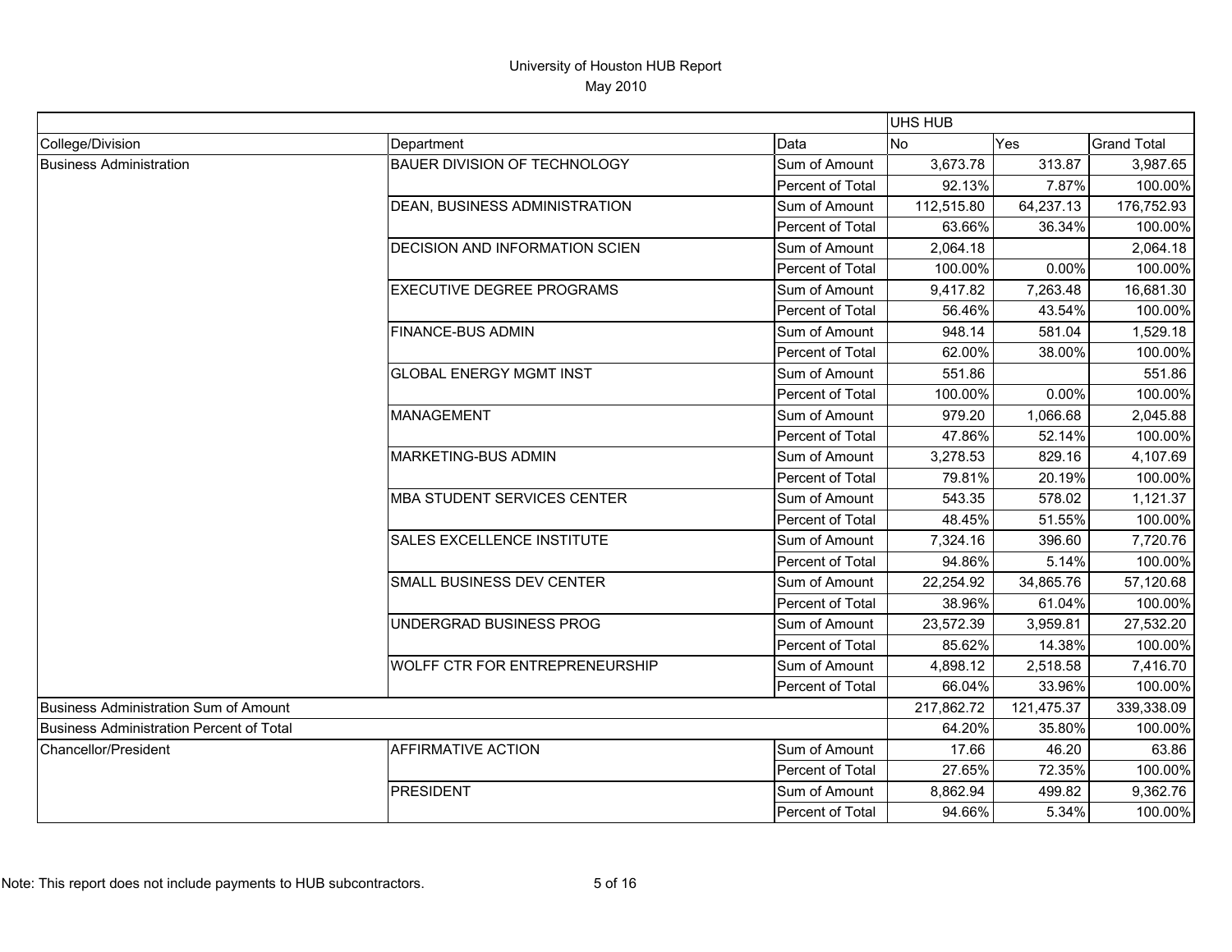University of Houston HUB Report
May 2010

| | | | UHS HUB | | |
|---|---|---|---|---|---|
| College/Division | Department | Data | No | Yes | Grand Total |
| Business Administration | BAUER DIVISION OF TECHNOLOGY | Sum of Amount | 3,673.78 | 313.87 | 3,987.65 |
| | | Percent of Total | 92.13% | 7.87% | 100.00% |
| | DEAN, BUSINESS ADMINISTRATION | Sum of Amount | 112,515.80 | 64,237.13 | 176,752.93 |
| | | Percent of Total | 63.66% | 36.34% | 100.00% |
| | DECISION AND INFORMATION SCIEN | Sum of Amount | 2,064.18 | | 2,064.18 |
| | | Percent of Total | 100.00% | 0.00% | 100.00% |
| | EXECUTIVE DEGREE PROGRAMS | Sum of Amount | 9,417.82 | 7,263.48 | 16,681.30 |
| | | Percent of Total | 56.46% | 43.54% | 100.00% |
| | FINANCE-BUS ADMIN | Sum of Amount | 948.14 | 581.04 | 1,529.18 |
| | | Percent of Total | 62.00% | 38.00% | 100.00% |
| | GLOBAL ENERGY MGMT INST | Sum of Amount | 551.86 | | 551.86 |
| | | Percent of Total | 100.00% | 0.00% | 100.00% |
| | MANAGEMENT | Sum of Amount | 979.20 | 1,066.68 | 2,045.88 |
| | | Percent of Total | 47.86% | 52.14% | 100.00% |
| | MARKETING-BUS ADMIN | Sum of Amount | 3,278.53 | 829.16 | 4,107.69 |
| | | Percent of Total | 79.81% | 20.19% | 100.00% |
| | MBA STUDENT SERVICES CENTER | Sum of Amount | 543.35 | 578.02 | 1,121.37 |
| | | Percent of Total | 48.45% | 51.55% | 100.00% |
| | SALES EXCELLENCE INSTITUTE | Sum of Amount | 7,324.16 | 396.60 | 7,720.76 |
| | | Percent of Total | 94.86% | 5.14% | 100.00% |
| | SMALL BUSINESS DEV CENTER | Sum of Amount | 22,254.92 | 34,865.76 | 57,120.68 |
| | | Percent of Total | 38.96% | 61.04% | 100.00% |
| | UNDERGRAD BUSINESS PROG | Sum of Amount | 23,572.39 | 3,959.81 | 27,532.20 |
| | | Percent of Total | 85.62% | 14.38% | 100.00% |
| | WOLFF CTR FOR ENTREPRENEURSHIP | Sum of Amount | 4,898.12 | 2,518.58 | 7,416.70 |
| | | Percent of Total | 66.04% | 33.96% | 100.00% |
| Business Administration Sum of Amount | | | 217,862.72 | 121,475.37 | 339,338.09 |
| Business Administration Percent of Total | | | 64.20% | 35.80% | 100.00% |
| Chancellor/President | AFFIRMATIVE ACTION | Sum of Amount | 17.66 | 46.20 | 63.86 |
| | | Percent of Total | 27.65% | 72.35% | 100.00% |
| | PRESIDENT | Sum of Amount | 8,862.94 | 499.82 | 9,362.76 |
| | | Percent of Total | 94.66% | 5.34% | 100.00% |

Note: This report does not include payments to HUB subcontractors.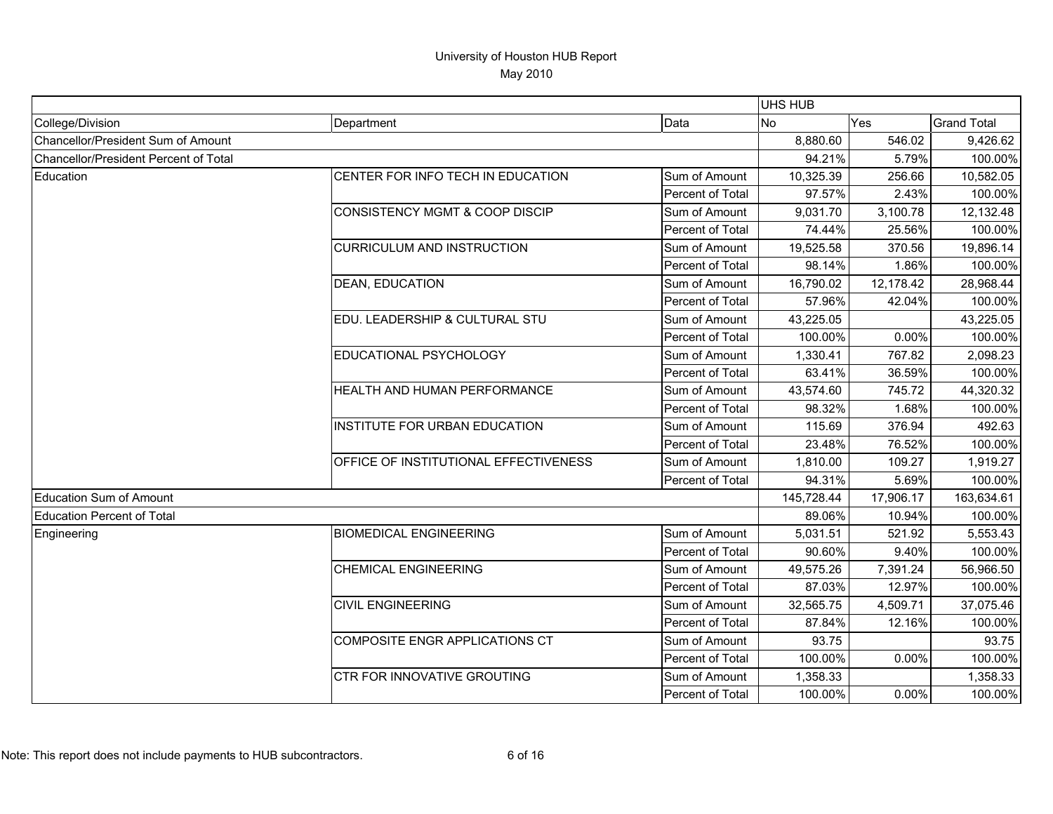# University of Houston HUB Report

May 2010

| College/Division | Department | Data | UHS HUB No | Yes | Grand Total |
|---|---|---|---|---|---|
| Chancellor/President Sum of Amount | | | 8,880.60 | 546.02 | 9,426.62 |
| Chancellor/President Percent of Total | | | 94.21% | 5.79% | 100.00% |
| Education | CENTER FOR INFO TECH IN EDUCATION | Sum of Amount | 10,325.39 | 256.66 | 10,582.05 |
| | | Percent of Total | 97.57% | 2.43% | 100.00% |
| | CONSISTENCY MGMT & COOP DISCIP | Sum of Amount | 9,031.70 | 3,100.78 | 12,132.48 |
| | | Percent of Total | 74.44% | 25.56% | 100.00% |
| | CURRICULUM AND INSTRUCTION | Sum of Amount | 19,525.58 | 370.56 | 19,896.14 |
| | | Percent of Total | 98.14% | 1.86% | 100.00% |
| | DEAN, EDUCATION | Sum of Amount | 16,790.02 | 12,178.42 | 28,968.44 |
| | | Percent of Total | 57.96% | 42.04% | 100.00% |
| | EDU. LEADERSHIP & CULTURAL STU | Sum of Amount | 43,225.05 | | 43,225.05 |
| | | Percent of Total | 100.00% | 0.00% | 100.00% |
| | EDUCATIONAL PSYCHOLOGY | Sum of Amount | 1,330.41 | 767.82 | 2,098.23 |
| | | Percent of Total | 63.41% | 36.59% | 100.00% |
| | HEALTH AND HUMAN PERFORMANCE | Sum of Amount | 43,574.60 | 745.72 | 44,320.32 |
| | | Percent of Total | 98.32% | 1.68% | 100.00% |
| | INSTITUTE FOR URBAN EDUCATION | Sum of Amount | 115.69 | 376.94 | 492.63 |
| | | Percent of Total | 23.48% | 76.52% | 100.00% |
| | OFFICE OF INSTITUTIONAL EFFECTIVENESS | Sum of Amount | 1,810.00 | 109.27 | 1,919.27 |
| | | Percent of Total | 94.31% | 5.69% | 100.00% |
| Education Sum of Amount | | | 145,728.44 | 17,906.17 | 163,634.61 |
| Education Percent of Total | | | 89.06% | 10.94% | 100.00% |
| Engineering | BIOMEDICAL ENGINEERING | Sum of Amount | 5,031.51 | 521.92 | 5,553.43 |
| | | Percent of Total | 90.60% | 9.40% | 100.00% |
| | CHEMICAL ENGINEERING | Sum of Amount | 49,575.26 | 7,391.24 | 56,966.50 |
| | | Percent of Total | 87.03% | 12.97% | 100.00% |
| | CIVIL ENGINEERING | Sum of Amount | 32,565.75 | 4,509.71 | 37,075.46 |
| | | Percent of Total | 87.84% | 12.16% | 100.00% |
| | COMPOSITE ENGR APPLICATIONS CT | Sum of Amount | 93.75 | | 93.75 |
| | | Percent of Total | 100.00% | 0.00% | 100.00% |
| | CTR FOR INNOVATIVE GROUTING | Sum of Amount | 1,358.33 | | 1,358.33 |
| | | Percent of Total | 100.00% | 0.00% | 100.00% |

Note: This report does not include payments to HUB subcontractors.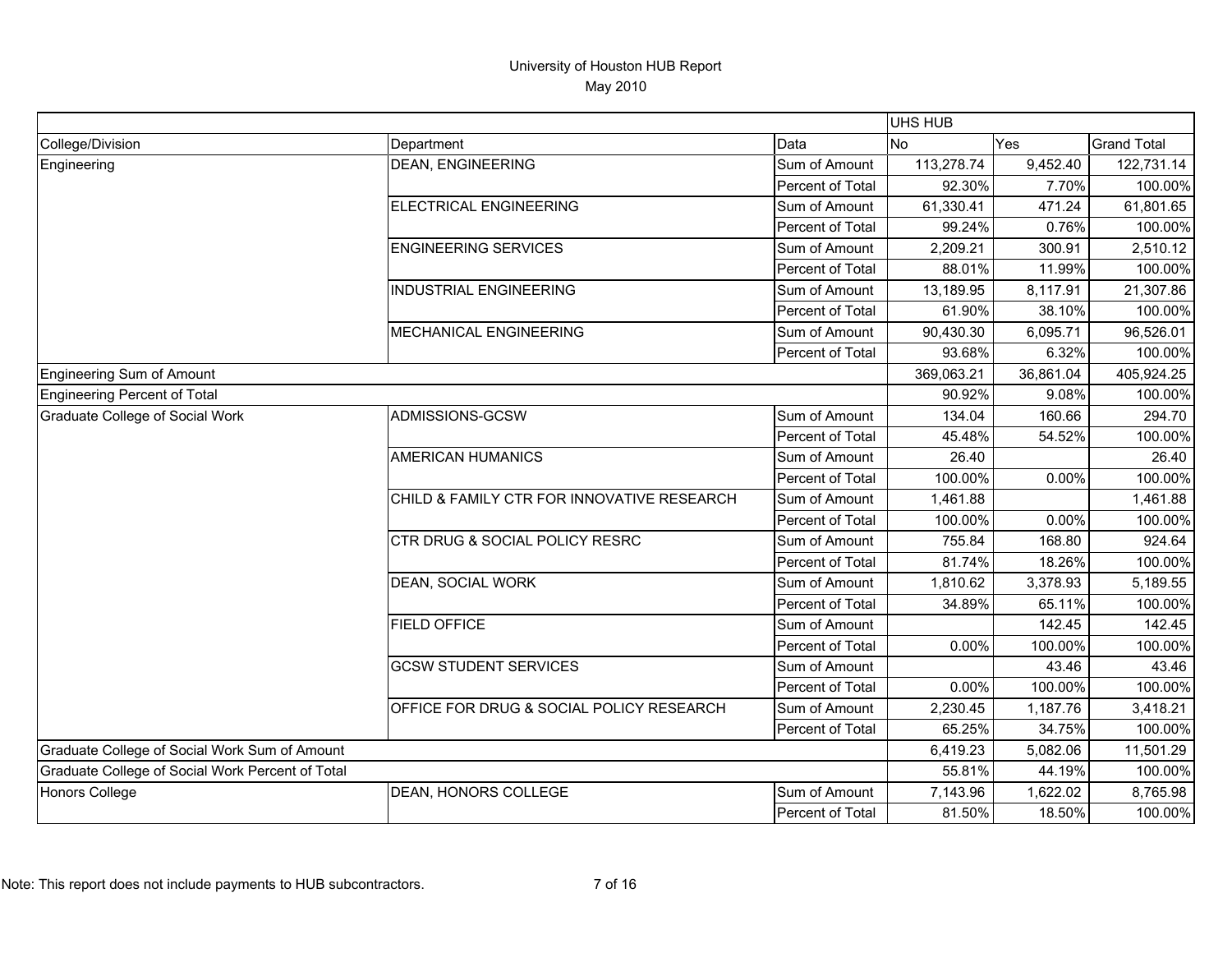# University of Houston HUB Report

May 2010

| | | | UHS HUB | | |
|---|---|---|---|---|---|
| College/Division | Department | Data | No | Yes | Grand Total |
| Engineering | DEAN, ENGINEERING | Sum of Amount | 113,278.74 | 9,452.40 | 122,731.14 |
| | | Percent of Total | 92.30% | 7.70% | 100.00% |
| | ELECTRICAL ENGINEERING | Sum of Amount | 61,330.41 | 471.24 | 61,801.65 |
| | | Percent of Total | 99.24% | 0.76% | 100.00% |
| | ENGINEERING SERVICES | Sum of Amount | 2,209.21 | 300.91 | 2,510.12 |
| | | Percent of Total | 88.01% | 11.99% | 100.00% |
| | INDUSTRIAL ENGINEERING | Sum of Amount | 13,189.95 | 8,117.91 | 21,307.86 |
| | | Percent of Total | 61.90% | 38.10% | 100.00% |
| | MECHANICAL ENGINEERING | Sum of Amount | 90,430.30 | 6,095.71 | 96,526.01 |
| | | Percent of Total | 93.68% | 6.32% | 100.00% |
| Engineering Sum of Amount | | | 369,063.21 | 36,861.04 | 405,924.25 |
| Engineering Percent of Total | | | 90.92% | 9.08% | 100.00% |
| Graduate College of Social Work | ADMISSIONS-GCSW | Sum of Amount | 134.04 | 160.66 | 294.70 |
| | | Percent of Total | 45.48% | 54.52% | 100.00% |
| | AMERICAN HUMANICS | Sum of Amount | 26.40 | | 26.40 |
| | | Percent of Total | 100.00% | 0.00% | 100.00% |
| | CHILD & FAMILY CTR FOR INNOVATIVE RESEARCH | Sum of Amount | 1,461.88 | | 1,461.88 |
| | | Percent of Total | 100.00% | 0.00% | 100.00% |
| | CTR DRUG & SOCIAL POLICY RESRC | Sum of Amount | 755.84 | 168.80 | 924.64 |
| | | Percent of Total | 81.74% | 18.26% | 100.00% |
| | DEAN, SOCIAL WORK | Sum of Amount | 1,810.62 | 3,378.93 | 5,189.55 |
| | | Percent of Total | 34.89% | 65.11% | 100.00% |
| | FIELD OFFICE | Sum of Amount | | 142.45 | 142.45 |
| | | Percent of Total | 0.00% | 100.00% | 100.00% |
| | GCSW STUDENT SERVICES | Sum of Amount | | 43.46 | 43.46 |
| | | Percent of Total | 0.00% | 100.00% | 100.00% |
| | OFFICE FOR DRUG & SOCIAL POLICY RESEARCH | Sum of Amount | 2,230.45 | 1,187.76 | 3,418.21 |
| | | Percent of Total | 65.25% | 34.75% | 100.00% |
| Graduate College of Social Work Sum of Amount | | | 6,419.23 | 5,082.06 | 11,501.29 |
| Graduate College of Social Work Percent of Total | | | 55.81% | 44.19% | 100.00% |
| Honors College | DEAN, HONORS COLLEGE | Sum of Amount | 7,143.96 | 1,622.02 | 8,765.98 |
| | | Percent of Total | 81.50% | 18.50% | 100.00% |

Note: This report does not include payments to HUB subcontractors.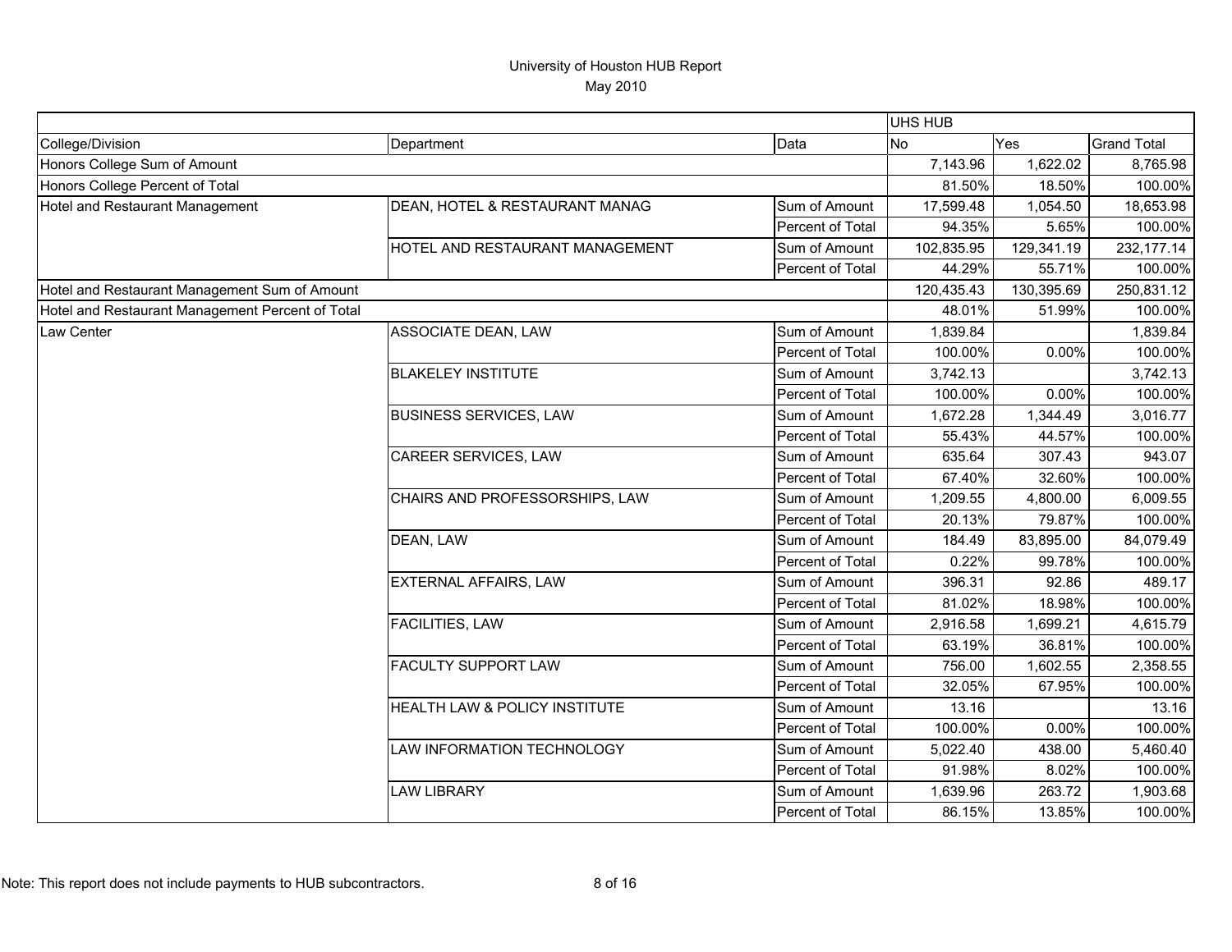# University of Houston HUB Report

May 2010

| | | | UHS HUB | | |
|---|---|---|---|---|---|
| College/Division | Department | Data | No | Yes | Grand Total |
| Honors College Sum of Amount | | | 7,143.96 | 1,622.02 | 8,765.98 |
| Honors College Percent of Total | | | 81.50% | 18.50% | 100.00% |
| Hotel and Restaurant Management | DEAN, HOTEL & RESTAURANT MANAG | Sum of Amount | 17,599.48 | 1,054.50 | 18,653.98 |
| | | Percent of Total | 94.35% | 5.65% | 100.00% |
| | HOTEL AND RESTAURANT MANAGEMENT | Sum of Amount | 102,835.95 | 129,341.19 | 232,177.14 |
| | | Percent of Total | 44.29% | 55.71% | 100.00% |
| Hotel and Restaurant Management Sum of Amount | | | 120,435.43 | 130,395.69 | 250,831.12 |
| Hotel and Restaurant Management Percent of Total | | | 48.01% | 51.99% | 100.00% |
| Law Center | ASSOCIATE DEAN, LAW | Sum of Amount | 1,839.84 | | 1,839.84 |
| | | Percent of Total | 100.00% | 0.00% | 100.00% |
| | BLAKELEY INSTITUTE | Sum of Amount | 3,742.13 | | 3,742.13 |
| | | Percent of Total | 100.00% | 0.00% | 100.00% |
| | BUSINESS SERVICES, LAW | Sum of Amount | 1,672.28 | 1,344.49 | 3,016.77 |
| | | Percent of Total | 55.43% | 44.57% | 100.00% |
| | CAREER SERVICES, LAW | Sum of Amount | 635.64 | 307.43 | 943.07 |
| | | Percent of Total | 67.40% | 32.60% | 100.00% |
| | CHAIRS AND PROFESSORSHIPS, LAW | Sum of Amount | 1,209.55 | 4,800.00 | 6,009.55 |
| | | Percent of Total | 20.13% | 79.87% | 100.00% |
| | DEAN, LAW | Sum of Amount | 184.49 | 83,895.00 | 84,079.49 |
| | | Percent of Total | 0.22% | 99.78% | 100.00% |
| | EXTERNAL AFFAIRS, LAW | Sum of Amount | 396.31 | 92.86 | 489.17 |
| | | Percent of Total | 81.02% | 18.98% | 100.00% |
| | FACILITIES, LAW | Sum of Amount | 2,916.58 | 1,699.21 | 4,615.79 |
| | | Percent of Total | 63.19% | 36.81% | 100.00% |
| | FACULTY SUPPORT LAW | Sum of Amount | 756.00 | 1,602.55 | 2,358.55 |
| | | Percent of Total | 32.05% | 67.95% | 100.00% |
| | HEALTH LAW & POLICY INSTITUTE | Sum of Amount | 13.16 | | 13.16 |
| | | Percent of Total | 100.00% | 0.00% | 100.00% |
| | LAW INFORMATION TECHNOLOGY | Sum of Amount | 5,022.40 | 438.00 | 5,460.40 |
| | | Percent of Total | 91.98% | 8.02% | 100.00% |
| | LAW LIBRARY | Sum of Amount | 1,639.96 | 263.72 | 1,903.68 |
| | | Percent of Total | 86.15% | 13.85% | 100.00% |

Note: This report does not include payments to HUB subcontractors.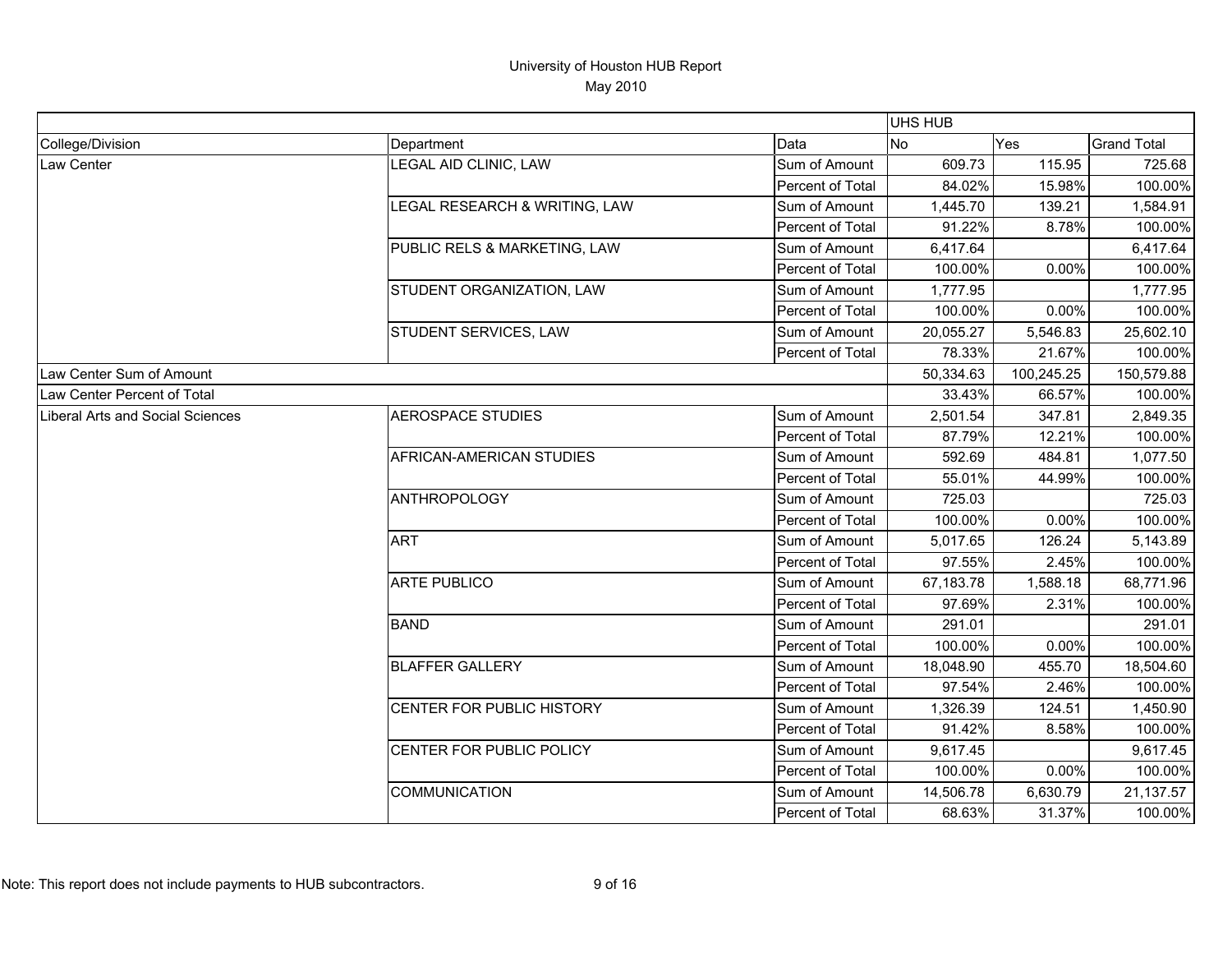University of Houston HUB Report

May 2010

| | | | UHS HUB | | |
|---|---|---|---|---|---|
| College/Division | Department | Data | No | Yes | Grand Total |
| Law Center | LEGAL AID CLINIC, LAW | Sum of Amount | 609.73 | 115.95 | 725.68 |
| | | Percent of Total | 84.02% | 15.98% | 100.00% |
| | LEGAL RESEARCH & WRITING, LAW | Sum of Amount | 1,445.70 | 139.21 | 1,584.91 |
| | | Percent of Total | 91.22% | 8.78% | 100.00% |
| | PUBLIC RELS & MARKETING, LAW | Sum of Amount | 6,417.64 | | 6,417.64 |
| | | Percent of Total | 100.00% | 0.00% | 100.00% |
| | STUDENT ORGANIZATION, LAW | Sum of Amount | 1,777.95 | | 1,777.95 |
| | | Percent of Total | 100.00% | 0.00% | 100.00% |
| | STUDENT SERVICES, LAW | Sum of Amount | 20,055.27 | 5,546.83 | 25,602.10 |
| | | Percent of Total | 78.33% | 21.67% | 100.00% |
| Law Center Sum of Amount | | | 50,334.63 | 100,245.25 | 150,579.88 |
| Law Center Percent of Total | | | 33.43% | 66.57% | 100.00% |
| Liberal Arts and Social Sciences | AEROSPACE STUDIES | Sum of Amount | 2,501.54 | 347.81 | 2,849.35 |
| | | Percent of Total | 87.79% | 12.21% | 100.00% |
| | AFRICAN-AMERICAN STUDIES | Sum of Amount | 592.69 | 484.81 | 1,077.50 |
| | | Percent of Total | 55.01% | 44.99% | 100.00% |
| | ANTHROPOLOGY | Sum of Amount | 725.03 | | 725.03 |
| | | Percent of Total | 100.00% | 0.00% | 100.00% |
| | ART | Sum of Amount | 5,017.65 | 126.24 | 5,143.89 |
| | | Percent of Total | 97.55% | 2.45% | 100.00% |
| | ARTE PUBLICO | Sum of Amount | 67,183.78 | 1,588.18 | 68,771.96 |
| | | Percent of Total | 97.69% | 2.31% | 100.00% |
| | BAND | Sum of Amount | 291.01 | | 291.01 |
| | | Percent of Total | 100.00% | 0.00% | 100.00% |
| | BLAFFER GALLERY | Sum of Amount | 18,048.90 | 455.70 | 18,504.60 |
| | | Percent of Total | 97.54% | 2.46% | 100.00% |
| | CENTER FOR PUBLIC HISTORY | Sum of Amount | 1,326.39 | 124.51 | 1,450.90 |
| | | Percent of Total | 91.42% | 8.58% | 100.00% |
| | CENTER FOR PUBLIC POLICY | Sum of Amount | 9,617.45 | | 9,617.45 |
| | | Percent of Total | 100.00% | 0.00% | 100.00% |
| | COMMUNICATION | Sum of Amount | 14,506.78 | 6,630.79 | 21,137.57 |
| | | Percent of Total | 68.63% | 31.37% | 100.00% |

Note: This report does not include payments to HUB subcontractors.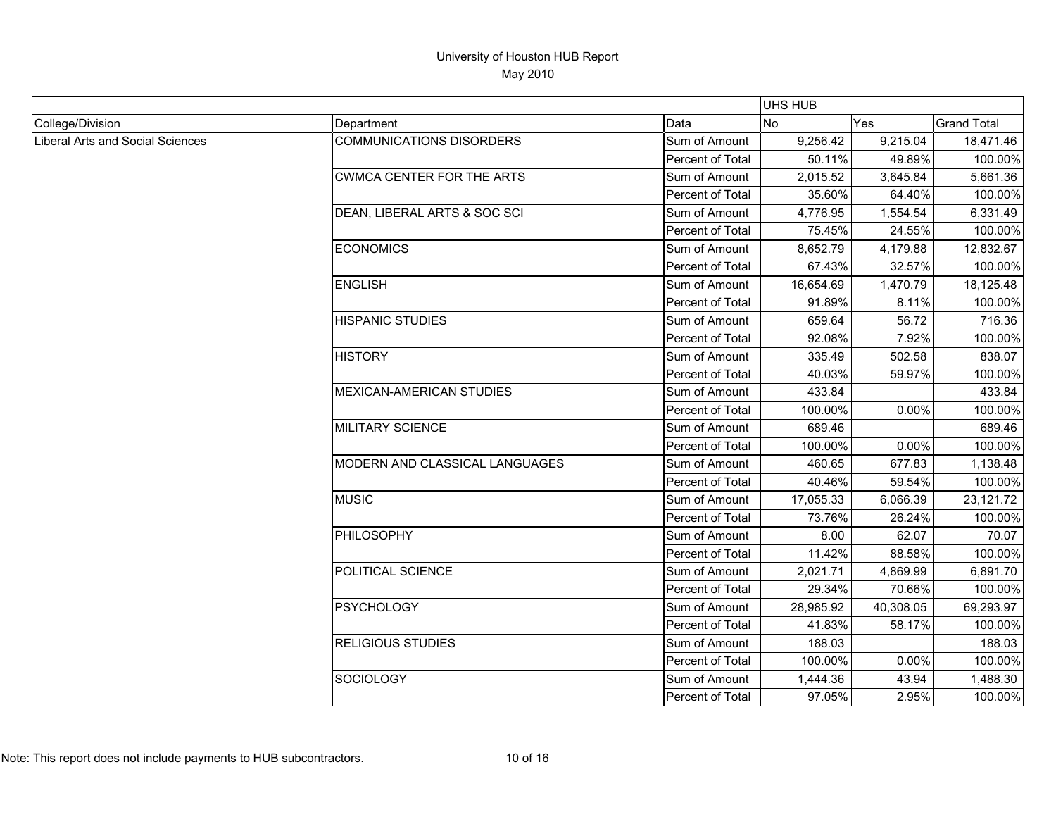# University of Houston HUB Report

May 2010

| | | | UHS HUB | | |
|---|---|---|---|---|---|
| College/Division | Department | Data | No | Yes | Grand Total |
| Liberal Arts and Social Sciences | COMMUNICATIONS DISORDERS | Sum of Amount | 9,256.42 | 9,215.04 | 18,471.46 |
| | | Percent of Total | 50.11% | 49.89% | 100.00% |
| | CWMCA CENTER FOR THE ARTS | Sum of Amount | 2,015.52 | 3,645.84 | 5,661.36 |
| | | Percent of Total | 35.60% | 64.40% | 100.00% |
| | DEAN, LIBERAL ARTS & SOC SCI | Sum of Amount | 4,776.95 | 1,554.54 | 6,331.49 |
| | | Percent of Total | 75.45% | 24.55% | 100.00% |
| | ECONOMICS | Sum of Amount | 8,652.79 | 4,179.88 | 12,832.67 |
| | | Percent of Total | 67.43% | 32.57% | 100.00% |
| | ENGLISH | Sum of Amount | 16,654.69 | 1,470.79 | 18,125.48 |
| | | Percent of Total | 91.89% | 8.11% | 100.00% |
| | HISPANIC STUDIES | Sum of Amount | 659.64 | 56.72 | 716.36 |
| | | Percent of Total | 92.08% | 7.92% | 100.00% |
| | HISTORY | Sum of Amount | 335.49 | 502.58 | 838.07 |
| | | Percent of Total | 40.03% | 59.97% | 100.00% |
| | MEXICAN-AMERICAN STUDIES | Sum of Amount | 433.84 | | 433.84 |
| | | Percent of Total | 100.00% | 0.00% | 100.00% |
| | MILITARY SCIENCE | Sum of Amount | 689.46 | | 689.46 |
| | | Percent of Total | 100.00% | 0.00% | 100.00% |
| | MODERN AND CLASSICAL LANGUAGES | Sum of Amount | 460.65 | 677.83 | 1,138.48 |
| | | Percent of Total | 40.46% | 59.54% | 100.00% |
| | MUSIC | Sum of Amount | 17,055.33 | 6,066.39 | 23,121.72 |
| | | Percent of Total | 73.76% | 26.24% | 100.00% |
| | PHILOSOPHY | Sum of Amount | 8.00 | 62.07 | 70.07 |
| | | Percent of Total | 11.42% | 88.58% | 100.00% |
| | POLITICAL SCIENCE | Sum of Amount | 2,021.71 | 4,869.99 | 6,891.70 |
| | | Percent of Total | 29.34% | 70.66% | 100.00% |
| | PSYCHOLOGY | Sum of Amount | 28,985.92 | 40,308.05 | 69,293.97 |
| | | Percent of Total | 41.83% | 58.17% | 100.00% |
| | RELIGIOUS STUDIES | Sum of Amount | 188.03 | | 188.03 |
| | | Percent of Total | 100.00% | 0.00% | 100.00% |
| | SOCIOLOGY | Sum of Amount | 1,444.36 | 43.94 | 1,488.30 |
| | | Percent of Total | 97.05% | 2.95% | 100.00% |

Note: This report does not include payments to HUB subcontractors.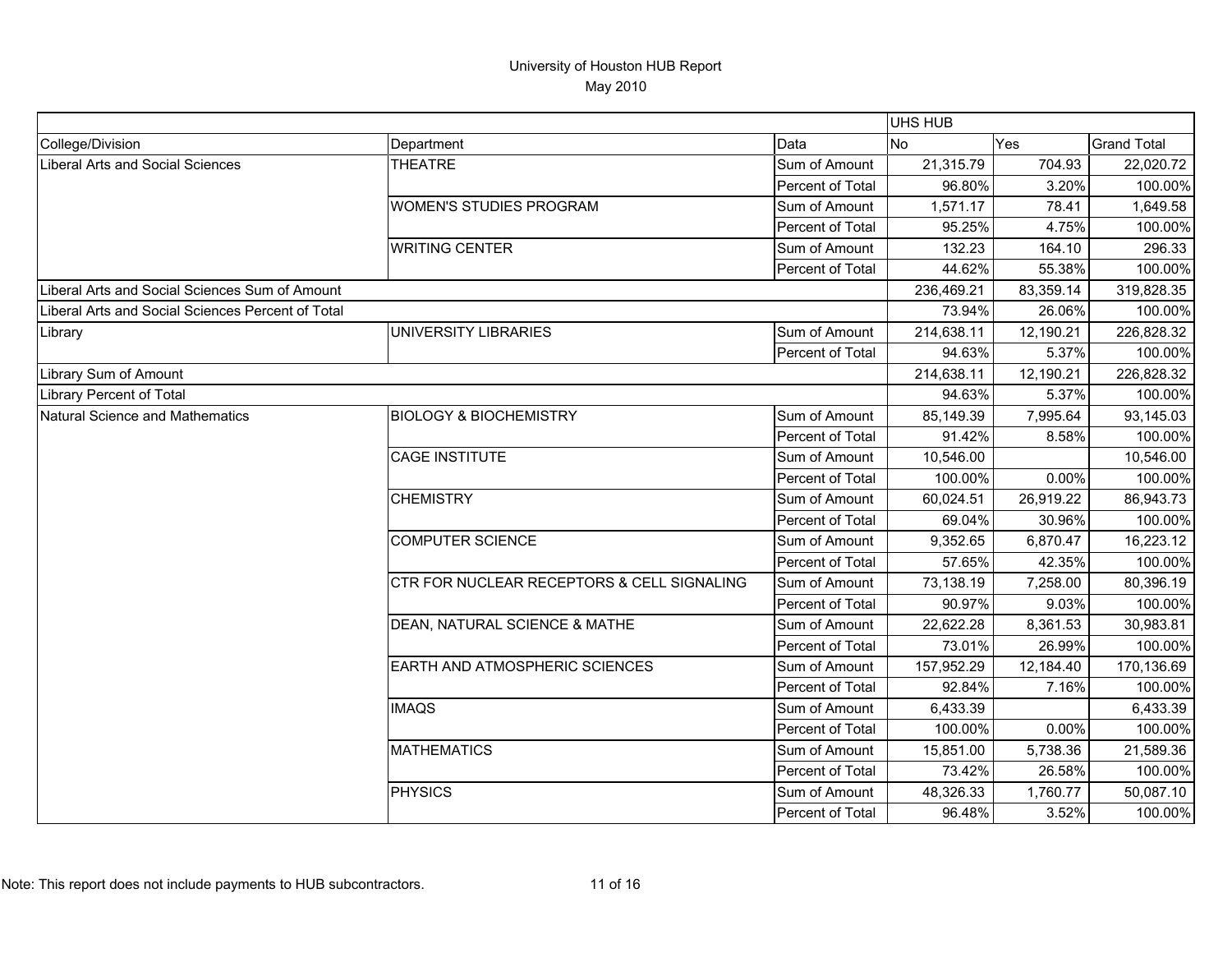# University of Houston HUB Report

May 2010

| | | | UHS HUB | | |
|---|---|---|---|---|---|
| College/Division | Department | Data | No | Yes | Grand Total |
| Liberal Arts and Social Sciences | THEATRE | Sum of Amount | 21,315.79 | 704.93 | 22,020.72 |
| | | Percent of Total | 96.80% | 3.20% | 100.00% |
| | WOMEN'S STUDIES PROGRAM | Sum of Amount | 1,571.17 | 78.41 | 1,649.58 |
| | | Percent of Total | 95.25% | 4.75% | 100.00% |
| | WRITING CENTER | Sum of Amount | 132.23 | 164.10 | 296.33 |
| | | Percent of Total | 44.62% | 55.38% | 100.00% |
| Liberal Arts and Social Sciences Sum of Amount | | | 236,469.21 | 83,359.14 | 319,828.35 |
| Liberal Arts and Social Sciences Percent of Total | | | 73.94% | 26.06% | 100.00% |
| Library | UNIVERSITY LIBRARIES | Sum of Amount | 214,638.11 | 12,190.21 | 226,828.32 |
| | | Percent of Total | 94.63% | 5.37% | 100.00% |
| Library Sum of Amount | | | 214,638.11 | 12,190.21 | 226,828.32 |
| Library Percent of Total | | | 94.63% | 5.37% | 100.00% |
| Natural Science and Mathematics | BIOLOGY & BIOCHEMISTRY | Sum of Amount | 85,149.39 | 7,995.64 | 93,145.03 |
| | | Percent of Total | 91.42% | 8.58% | 100.00% |
| | CAGE INSTITUTE | Sum of Amount | 10,546.00 | | 10,546.00 |
| | | Percent of Total | 100.00% | 0.00% | 100.00% |
| | CHEMISTRY | Sum of Amount | 60,024.51 | 26,919.22 | 86,943.73 |
| | | Percent of Total | 69.04% | 30.96% | 100.00% |
| | COMPUTER SCIENCE | Sum of Amount | 9,352.65 | 6,870.47 | 16,223.12 |
| | | Percent of Total | 57.65% | 42.35% | 100.00% |
| | CTR FOR NUCLEAR RECEPTORS & CELL SIGNALING | Sum of Amount | 73,138.19 | 7,258.00 | 80,396.19 |
| | | Percent of Total | 90.97% | 9.03% | 100.00% |
| | DEAN, NATURAL SCIENCE & MATHE | Sum of Amount | 22,622.28 | 8,361.53 | 30,983.81 |
| | | Percent of Total | 73.01% | 26.99% | 100.00% |
| | EARTH AND ATMOSPHERIC SCIENCES | Sum of Amount | 157,952.29 | 12,184.40 | 170,136.69 |
| | | Percent of Total | 92.84% | 7.16% | 100.00% |
| | IMAQS | Sum of Amount | 6,433.39 | | 6,433.39 |
| | | Percent of Total | 100.00% | 0.00% | 100.00% |
| | MATHEMATICS | Sum of Amount | 15,851.00 | 5,738.36 | 21,589.36 |
| | | Percent of Total | 73.42% | 26.58% | 100.00% |
| | PHYSICS | Sum of Amount | 48,326.33 | 1,760.77 | 50,087.10 |
| | | Percent of Total | 96.48% | 3.52% | 100.00% |

Note: This report does not include payments to HUB subcontractors.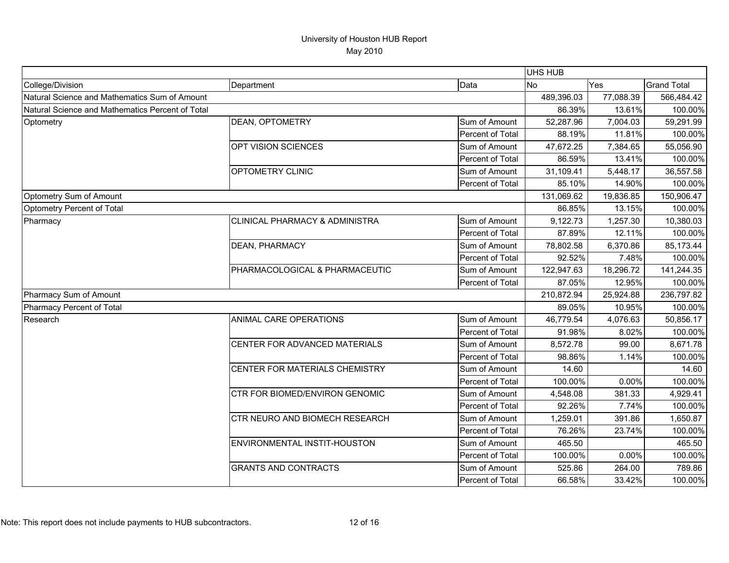# University of Houston HUB Report

May 2010

| | | | UHS HUB | | |
|---|---|---|---|---|---|
| College/Division | Department | Data | No | Yes | Grand Total |
| Natural Science and Mathematics Sum of Amount | | | 489,396.03 | 77,088.39 | 566,484.42 |
| Natural Science and Mathematics Percent of Total | | | 86.39% | 13.61% | 100.00% |
| Optometry | DEAN, OPTOMETRY | Sum of Amount | 52,287.96 | 7,004.03 | 59,291.99 |
| | | Percent of Total | 88.19% | 11.81% | 100.00% |
| | OPT VISION SCIENCES | Sum of Amount | 47,672.25 | 7,384.65 | 55,056.90 |
| | | Percent of Total | 86.59% | 13.41% | 100.00% |
| | OPTOMETRY CLINIC | Sum of Amount | 31,109.41 | 5,448.17 | 36,557.58 |
| | | Percent of Total | 85.10% | 14.90% | 100.00% |
| Optometry Sum of Amount | | | 131,069.62 | 19,836.85 | 150,906.47 |
| Optometry Percent of Total | | | 86.85% | 13.15% | 100.00% |
| Pharmacy | CLINICAL PHARMACY & ADMINISTRA | Sum of Amount | 9,122.73 | 1,257.30 | 10,380.03 |
| | | Percent of Total | 87.89% | 12.11% | 100.00% |
| | DEAN, PHARMACY | Sum of Amount | 78,802.58 | 6,370.86 | 85,173.44 |
| | | Percent of Total | 92.52% | 7.48% | 100.00% |
| | PHARMACOLOGICAL & PHARMACEUTIC | Sum of Amount | 122,947.63 | 18,296.72 | 141,244.35 |
| | | Percent of Total | 87.05% | 12.95% | 100.00% |
| Pharmacy Sum of Amount | | | 210,872.94 | 25,924.88 | 236,797.82 |
| Pharmacy Percent of Total | | | 89.05% | 10.95% | 100.00% |
| Research | ANIMAL CARE OPERATIONS | Sum of Amount | 46,779.54 | 4,076.63 | 50,856.17 |
| | | Percent of Total | 91.98% | 8.02% | 100.00% |
| | CENTER FOR ADVANCED MATERIALS | Sum of Amount | 8,572.78 | 99.00 | 8,671.78 |
| | | Percent of Total | 98.86% | 1.14% | 100.00% |
| | CENTER FOR MATERIALS CHEMISTRY | Sum of Amount | 14.60 | | 14.60 |
| | | Percent of Total | 100.00% | 0.00% | 100.00% |
| | CTR FOR BIOMED/ENVIRON GENOMIC | Sum of Amount | 4,548.08 | 381.33 | 4,929.41 |
| | | Percent of Total | 92.26% | 7.74% | 100.00% |
| | CTR NEURO AND BIOMECH RESEARCH | Sum of Amount | 1,259.01 | 391.86 | 1,650.87 |
| | | Percent of Total | 76.26% | 23.74% | 100.00% |
| | ENVIRONMENTAL INSTIT-HOUSTON | Sum of Amount | 465.50 | | 465.50 |
| | | Percent of Total | 100.00% | 0.00% | 100.00% |
| | GRANTS AND CONTRACTS | Sum of Amount | 525.86 | 264.00 | 789.86 |
| | | Percent of Total | 66.58% | 33.42% | 100.00% |

Note: This report does not include payments to HUB subcontractors.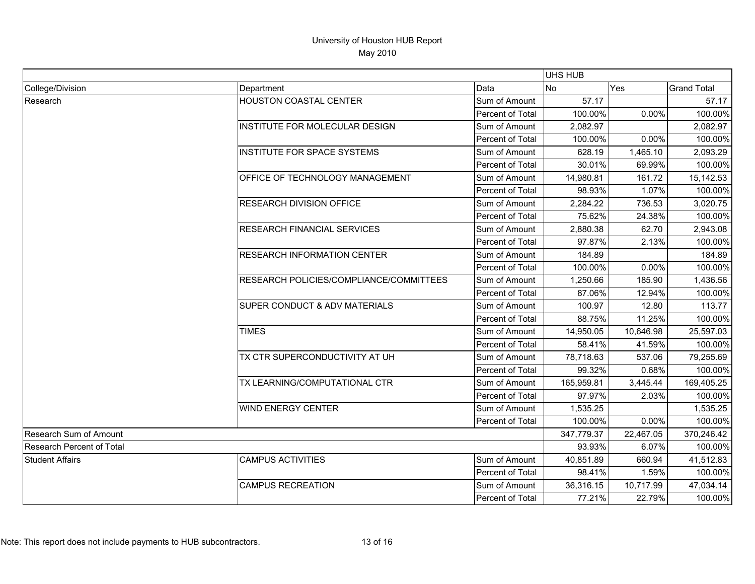# University of Houston HUB Report

May 2010

| | | | UHS HUB | | |
|---|---|---|---|---|---|
| College/Division | Department | Data | No | Yes | Grand Total |
| Research | HOUSTON COASTAL CENTER | Sum of Amount | 57.17 | | 57.17 |
| | | Percent of Total | 100.00% | 0.00% | 100.00% |
| | INSTITUTE FOR MOLECULAR DESIGN | Sum of Amount | 2,082.97 | | 2,082.97 |
| | | Percent of Total | 100.00% | 0.00% | 100.00% |
| | INSTITUTE FOR SPACE SYSTEMS | Sum of Amount | 628.19 | 1,465.10 | 2,093.29 |
| | | Percent of Total | 30.01% | 69.99% | 100.00% |
| | OFFICE OF TECHNOLOGY MANAGEMENT | Sum of Amount | 14,980.81 | 161.72 | 15,142.53 |
| | | Percent of Total | 98.93% | 1.07% | 100.00% |
| | RESEARCH DIVISION OFFICE | Sum of Amount | 2,284.22 | 736.53 | 3,020.75 |
| | | Percent of Total | 75.62% | 24.38% | 100.00% |
| | RESEARCH FINANCIAL SERVICES | Sum of Amount | 2,880.38 | 62.70 | 2,943.08 |
| | | Percent of Total | 97.87% | 2.13% | 100.00% |
| | RESEARCH INFORMATION CENTER | Sum of Amount | 184.89 | | 184.89 |
| | | Percent of Total | 100.00% | 0.00% | 100.00% |
| | RESEARCH POLICIES/COMPLIANCE/COMMITTEES | Sum of Amount | 1,250.66 | 185.90 | 1,436.56 |
| | | Percent of Total | 87.06% | 12.94% | 100.00% |
| | SUPER CONDUCT & ADV MATERIALS | Sum of Amount | 100.97 | 12.80 | 113.77 |
| | | Percent of Total | 88.75% | 11.25% | 100.00% |
| | TIMES | Sum of Amount | 14,950.05 | 10,646.98 | 25,597.03 |
| | | Percent of Total | 58.41% | 41.59% | 100.00% |
| | TX CTR SUPERCONDUCTIVITY AT UH | Sum of Amount | 78,718.63 | 537.06 | 79,255.69 |
| | | Percent of Total | 99.32% | 0.68% | 100.00% |
| | TX LEARNING/COMPUTATIONAL CTR | Sum of Amount | 165,959.81 | 3,445.44 | 169,405.25 |
| | | Percent of Total | 97.97% | 2.03% | 100.00% |
| | WIND ENERGY CENTER | Sum of Amount | 1,535.25 | | 1,535.25 |
| | | Percent of Total | 100.00% | 0.00% | 100.00% |
| Research Sum of Amount | | | 347,779.37 | 22,467.05 | 370,246.42 |
| Research Percent of Total | | | 93.93% | 6.07% | 100.00% |
| Student Affairs | CAMPUS ACTIVITIES | Sum of Amount | 40,851.89 | 660.94 | 41,512.83 |
| | | Percent of Total | 98.41% | 1.59% | 100.00% |
| | CAMPUS RECREATION | Sum of Amount | 36,316.15 | 10,717.99 | 47,034.14 |
| | | Percent of Total | 77.21% | 22.79% | 100.00% |

Note: This report does not include payments to HUB subcontractors.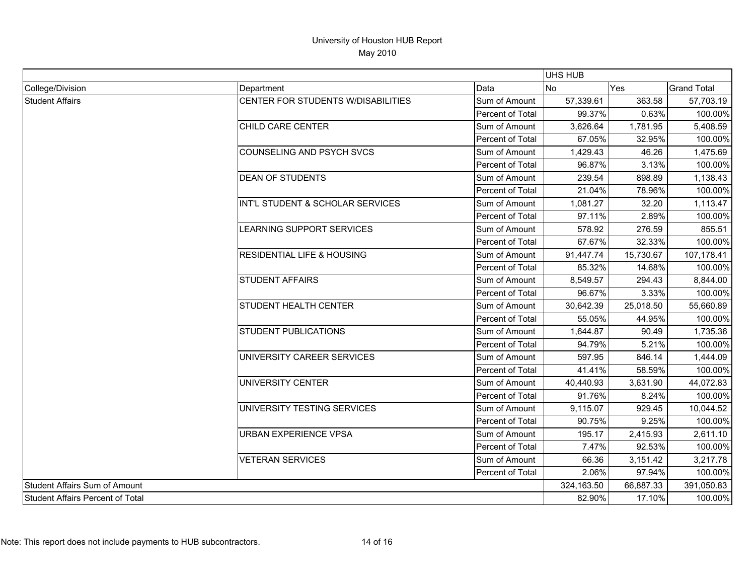# University of Houston HUB Report

## May 2010

| | | | UHS HUB | | |
|---|---|---|---|---|---|
| College/Division | Department | Data | No | Yes | Grand Total |
| Student Affairs | CENTER FOR STUDENTS W/DISABILITIES | Sum of Amount | 57,339.61 | 363.58 | 57,703.19 |
| | | Percent of Total | 99.37% | 0.63% | 100.00% |
| | CHILD CARE CENTER | Sum of Amount | 3,626.64 | 1,781.95 | 5,408.59 |
| | | Percent of Total | 67.05% | 32.95% | 100.00% |
| | COUNSELING AND PSYCH SVCS | Sum of Amount | 1,429.43 | 46.26 | 1,475.69 |
| | | Percent of Total | 96.87% | 3.13% | 100.00% |
| | DEAN OF STUDENTS | Sum of Amount | 239.54 | 898.89 | 1,138.43 |
| | | Percent of Total | 21.04% | 78.96% | 100.00% |
| | INT'L STUDENT & SCHOLAR SERVICES | Sum of Amount | 1,081.27 | 32.20 | 1,113.47 |
| | | Percent of Total | 97.11% | 2.89% | 100.00% |
| | LEARNING SUPPORT SERVICES | Sum of Amount | 578.92 | 276.59 | 855.51 |
| | | Percent of Total | 67.67% | 32.33% | 100.00% |
| | RESIDENTIAL LIFE & HOUSING | Sum of Amount | 91,447.74 | 15,730.67 | 107,178.41 |
| | | Percent of Total | 85.32% | 14.68% | 100.00% |
| | STUDENT AFFAIRS | Sum of Amount | 8,549.57 | 294.43 | 8,844.00 |
| | | Percent of Total | 96.67% | 3.33% | 100.00% |
| | STUDENT HEALTH CENTER | Sum of Amount | 30,642.39 | 25,018.50 | 55,660.89 |
| | | Percent of Total | 55.05% | 44.95% | 100.00% |
| | STUDENT PUBLICATIONS | Sum of Amount | 1,644.87 | 90.49 | 1,735.36 |
| | | Percent of Total | 94.79% | 5.21% | 100.00% |
| | UNIVERSITY CAREER SERVICES | Sum of Amount | 597.95 | 846.14 | 1,444.09 |
| | | Percent of Total | 41.41% | 58.59% | 100.00% |
| | UNIVERSITY CENTER | Sum of Amount | 40,440.93 | 3,631.90 | 44,072.83 |
| | | Percent of Total | 91.76% | 8.24% | 100.00% |
| | UNIVERSITY TESTING SERVICES | Sum of Amount | 9,115.07 | 929.45 | 10,044.52 |
| | | Percent of Total | 90.75% | 9.25% | 100.00% |
| | URBAN EXPERIENCE VPSA | Sum of Amount | 195.17 | 2,415.93 | 2,611.10 |
| | | Percent of Total | 7.47% | 92.53% | 100.00% |
| | VETERAN SERVICES | Sum of Amount | 66.36 | 3,151.42 | 3,217.78 |
| | | Percent of Total | 2.06% | 97.94% | 100.00% |
| Student Affairs Sum of Amount | | | 324,163.50 | 66,887.33 | 391,050.83 |
| Student Affairs Percent of Total | | | 82.90% | 17.10% | 100.00% |

Note: This report does not include payments to HUB subcontractors.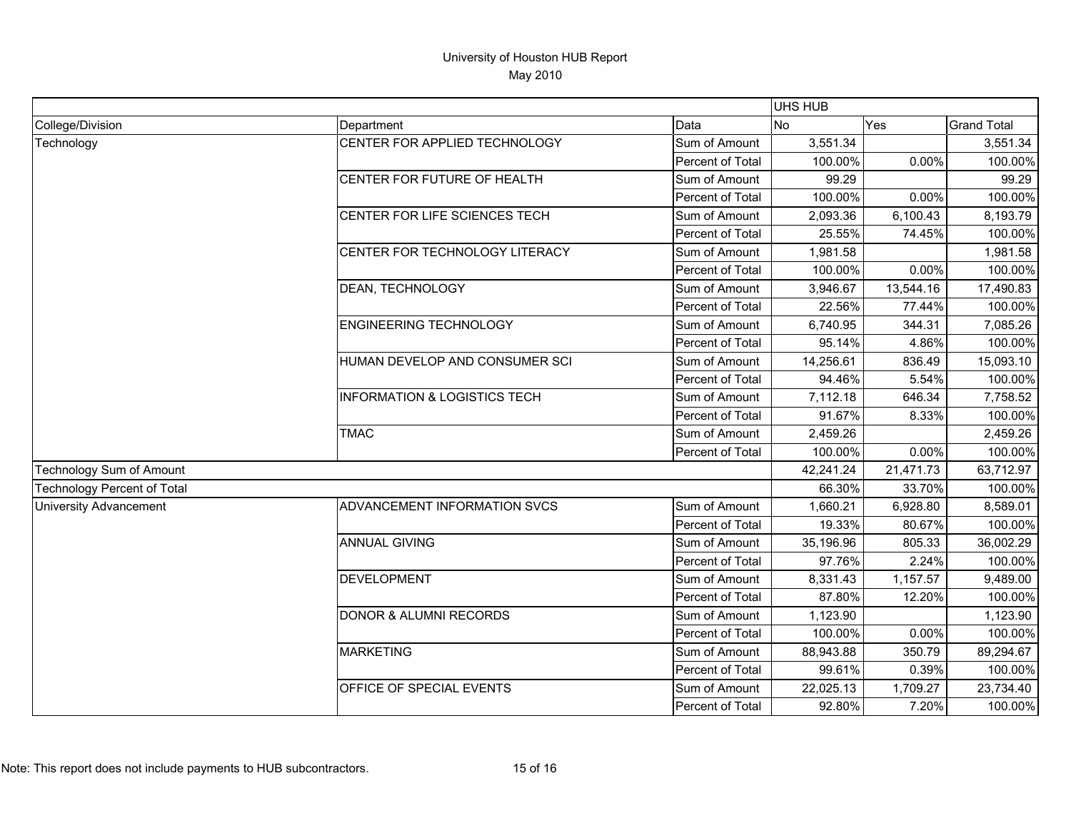# University of Houston HUB Report

May 2010

| | | | UHS HUB | | |
|---|---|---|---|---|---|
| College/Division | Department | Data | No | Yes | Grand Total |
| Technology | CENTER FOR APPLIED TECHNOLOGY | Sum of Amount | 3,551.34 | | 3,551.34 |
| | | Percent of Total | 100.00% | 0.00% | 100.00% |
| | CENTER FOR FUTURE OF HEALTH | Sum of Amount | 99.29 | | 99.29 |
| | | Percent of Total | 100.00% | 0.00% | 100.00% |
| | CENTER FOR LIFE SCIENCES TECH | Sum of Amount | 2,093.36 | 6,100.43 | 8,193.79 |
| | | Percent of Total | 25.55% | 74.45% | 100.00% |
| | CENTER FOR TECHNOLOGY LITERACY | Sum of Amount | 1,981.58 | | 1,981.58 |
| | | Percent of Total | 100.00% | 0.00% | 100.00% |
| | DEAN, TECHNOLOGY | Sum of Amount | 3,946.67 | 13,544.16 | 17,490.83 |
| | | Percent of Total | 22.56% | 77.44% | 100.00% |
| | ENGINEERING TECHNOLOGY | Sum of Amount | 6,740.95 | 344.31 | 7,085.26 |
| | | Percent of Total | 95.14% | 4.86% | 100.00% |
| | HUMAN DEVELOP AND CONSUMER SCI | Sum of Amount | 14,256.61 | 836.49 | 15,093.10 |
| | | Percent of Total | 94.46% | 5.54% | 100.00% |
| | INFORMATION & LOGISTICS TECH | Sum of Amount | 7,112.18 | 646.34 | 7,758.52 |
| | | Percent of Total | 91.67% | 8.33% | 100.00% |
| | TMAC | Sum of Amount | 2,459.26 | | 2,459.26 |
| | | Percent of Total | 100.00% | 0.00% | 100.00% |
| Technology Sum of Amount | | | 42,241.24 | 21,471.73 | 63,712.97 |
| Technology Percent of Total | | | 66.30% | 33.70% | 100.00% |
| University Advancement | ADVANCEMENT INFORMATION SVCS | Sum of Amount | 1,660.21 | 6,928.80 | 8,589.01 |
| | | Percent of Total | 19.33% | 80.67% | 100.00% |
| | ANNUAL GIVING | Sum of Amount | 35,196.96 | 805.33 | 36,002.29 |
| | | Percent of Total | 97.76% | 2.24% | 100.00% |
| | DEVELOPMENT | Sum of Amount | 8,331.43 | 1,157.57 | 9,489.00 |
| | | Percent of Total | 87.80% | 12.20% | 100.00% |
| | DONOR & ALUMNI RECORDS | Sum of Amount | 1,123.90 | | 1,123.90 |
| | | Percent of Total | 100.00% | 0.00% | 100.00% |
| | MARKETING | Sum of Amount | 88,943.88 | 350.79 | 89,294.67 |
| | | Percent of Total | 99.61% | 0.39% | 100.00% |
| | OFFICE OF SPECIAL EVENTS | Sum of Amount | 22,025.13 | 1,709.27 | 23,734.40 |
| | | Percent of Total | 92.80% | 7.20% | 100.00% |

Note: This report does not include payments to HUB subcontractors.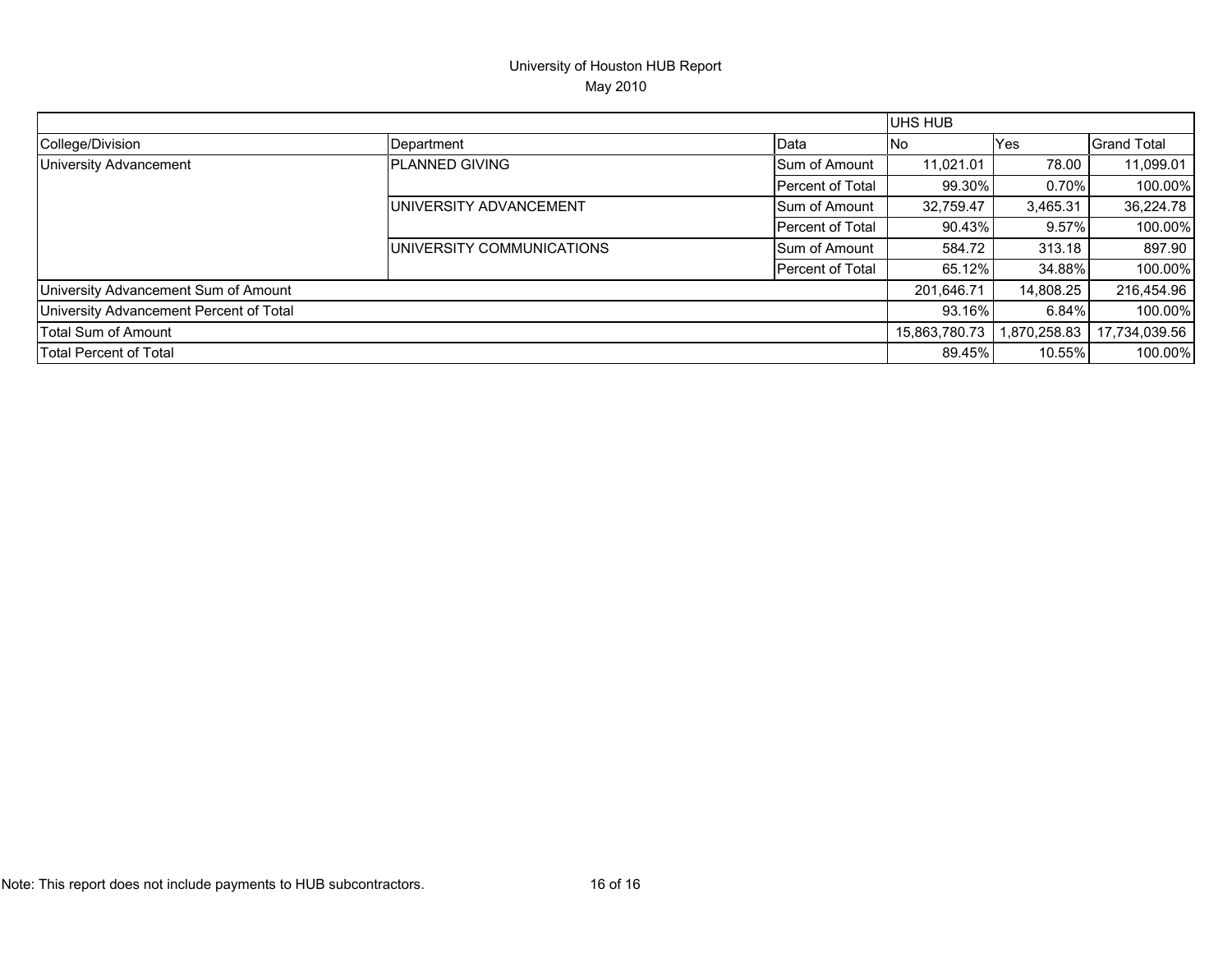University of Houston HUB Report

May 2010

| | | | UHS HUB | | |
|---|---|---|---|---|---|
| College/Division | Department | Data | No | Yes | Grand Total |
| University Advancement | PLANNED GIVING | Sum of Amount | 11,021.01 | 78.00 | 11,099.01 |
| | | Percent of Total | 99.30% | 0.70% | 100.00% |
| | UNIVERSITY ADVANCEMENT | Sum of Amount | 32,759.47 | 3,465.31 | 36,224.78 |
| | | Percent of Total | 90.43% | 9.57% | 100.00% |
| | UNIVERSITY COMMUNICATIONS | Sum of Amount | 584.72 | 313.18 | 897.90 |
| | | Percent of Total | 65.12% | 34.88% | 100.00% |
| University Advancement Sum of Amount | | | 201,646.71 | 14,808.25 | 216,454.96 |
| University Advancement Percent of Total | | | 93.16% | 6.84% | 100.00% |
| Total Sum of Amount | | | 15,863,780.73 | 1,870,258.83 | 17,734,039.56 |
| Total Percent of Total | | | 89.45% | 10.55% | 100.00% |

Note: This report does not include payments to HUB subcontractors.